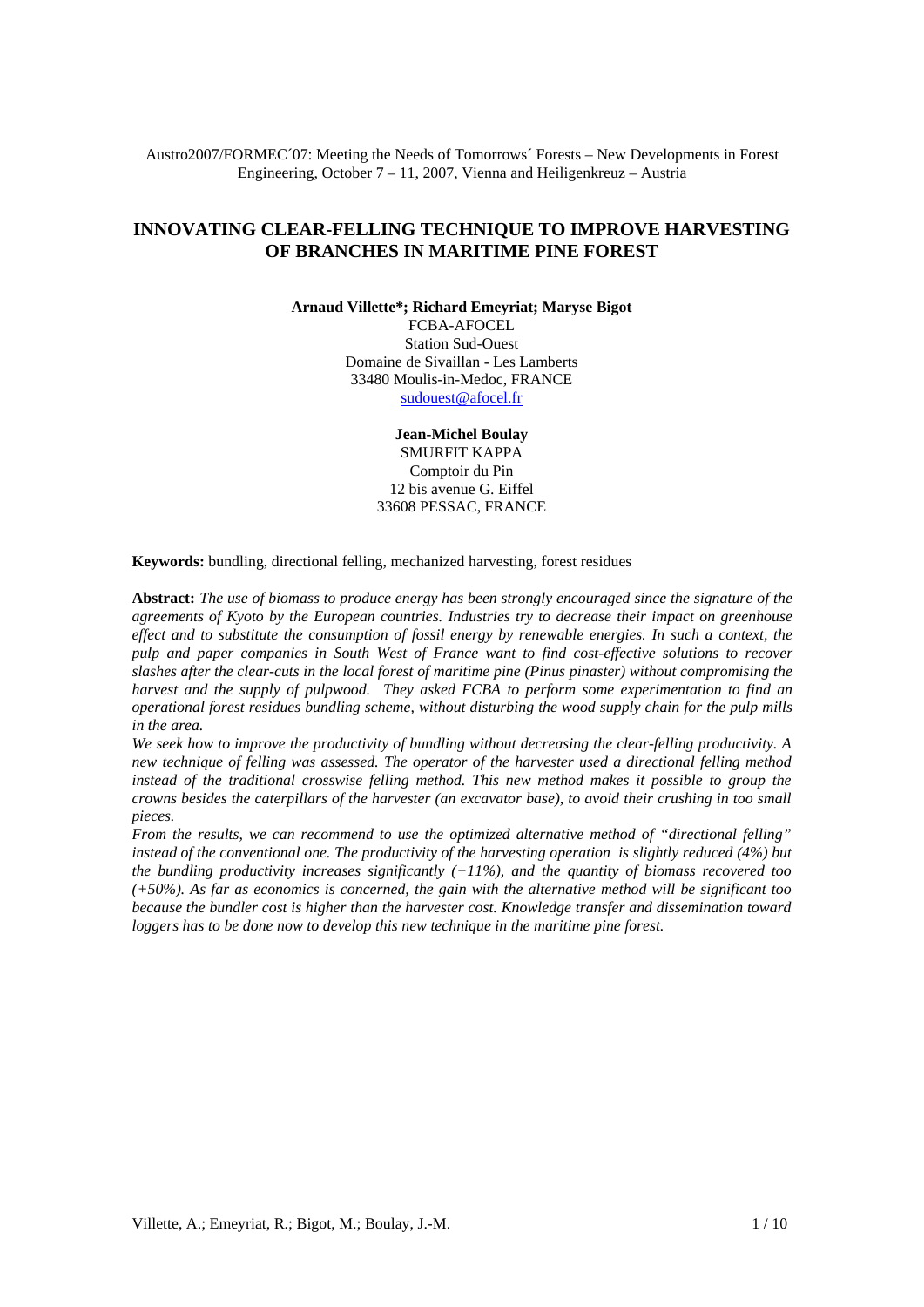Austro2007/FORMEC´07: Meeting the Needs of Tomorrows´ Forests – New Developments in Forest Engineering, October 7 – 11, 2007, Vienna and Heiligenkreuz – Austria

# INNOVATING CLEAR-FELLING TECHNIQUE TO IMPROVE HARVESTING OF BRANCHES IN MARITIME PINE FOREST

**Arnaud Villette\*; Richard Emeyriat; Maryse Bigot**
FCBA-AFOCEL
Station Sud-Ouest
Domaine de Sivaillan - Les Lamberts
33480 Moulis-in-Medoc, FRANCE
sudouest@afocel.fr

**Jean-Michel Boulay**
SMURFIT KAPPA
Comptoir du Pin
12 bis avenue G. Eiffel
33608 PESSAC, FRANCE

**Keywords:** bundling, directional felling, mechanized harvesting, forest residues

**Abstract:** *The use of biomass to produce energy has been strongly encouraged since the signature of the agreements of Kyoto by the European countries. Industries try to decrease their impact on greenhouse effect and to substitute the consumption of fossil energy by renewable energies. In such a context, the pulp and paper companies in South West of France want to find cost-effective solutions to recover slashes after the clear-cuts in the local forest of maritime pine (Pinus pinaster) without compromising the harvest and the supply of pulpwood. They asked FCBA to perform some experimentation to find an operational forest residues bundling scheme, without disturbing the wood supply chain for the pulp mills in the area.*

*We seek how to improve the productivity of bundling without decreasing the clear-felling productivity. A new technique of felling was assessed. The operator of the harvester used a directional felling method instead of the traditional crosswise felling method. This new method makes it possible to group the crowns besides the caterpillars of the harvester (an excavator base), to avoid their crushing in too small pieces.*

*From the results, we can recommend to use the optimized alternative method of "directional felling" instead of the conventional one. The productivity of the harvesting operation is slightly reduced (4%) but the bundling productivity increases significantly (+11%), and the quantity of biomass recovered too (+50%). As far as economics is concerned, the gain with the alternative method will be significant too because the bundler cost is higher than the harvester cost. Knowledge transfer and dissemination toward loggers has to be done now to develop this new technique in the maritime pine forest.*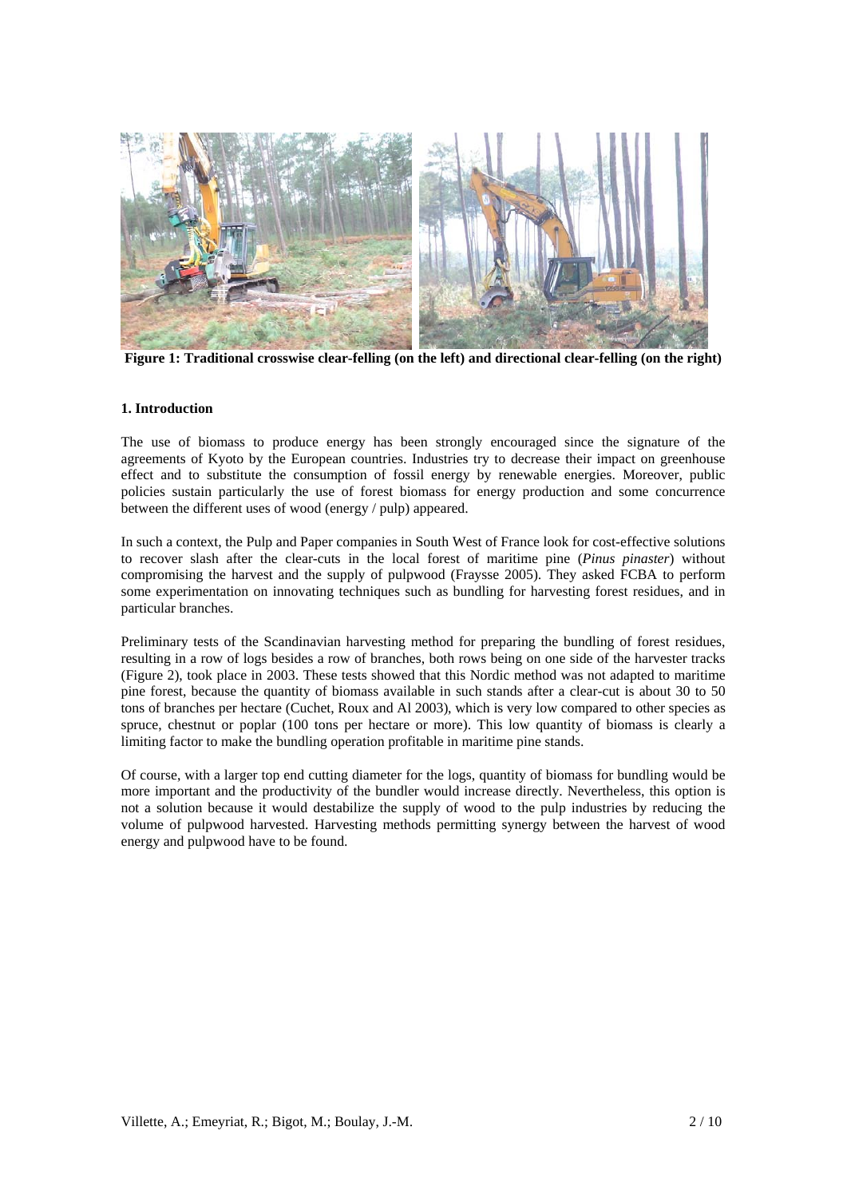**Figure 1: Traditional crosswise clear-felling (on the left) and directional clear-felling (on the right)**

### 1. Introduction

The use of biomass to produce energy has been strongly encouraged since the signature of the agreements of Kyoto by the European countries. Industries try to decrease their impact on greenhouse effect and to substitute the consumption of fossil energy by renewable energies. Moreover, public policies sustain particularly the use of forest biomass for energy production and some concurrence between the different uses of wood (energy / pulp) appeared.

In such a context, the Pulp and Paper companies in South West of France look for cost-effective solutions to recover slash after the clear-cuts in the local forest of maritime pine (*Pinus pinaster*) without compromising the harvest and the supply of pulpwood (Fraysse 2005). They asked FCBA to perform some experimentation on innovating techniques such as bundling for harvesting forest residues, and in particular branches.

Preliminary tests of the Scandinavian harvesting method for preparing the bundling of forest residues, resulting in a row of logs besides a row of branches, both rows being on one side of the harvester tracks (Figure 2), took place in 2003. These tests showed that this Nordic method was not adapted to maritime pine forest, because the quantity of biomass available in such stands after a clear-cut is about 30 to 50 tons of branches per hectare (Cuchet, Roux and Al 2003), which is very low compared to other species as spruce, chestnut or poplar (100 tons per hectare or more). This low quantity of biomass is clearly a limiting factor to make the bundling operation profitable in maritime pine stands.

Of course, with a larger top end cutting diameter for the logs, quantity of biomass for bundling would be more important and the productivity of the bundler would increase directly. Nevertheless, this option is not a solution because it would destabilize the supply of wood to the pulp industries by reducing the volume of pulpwood harvested. Harvesting methods permitting synergy between the harvest of wood energy and pulpwood have to be found.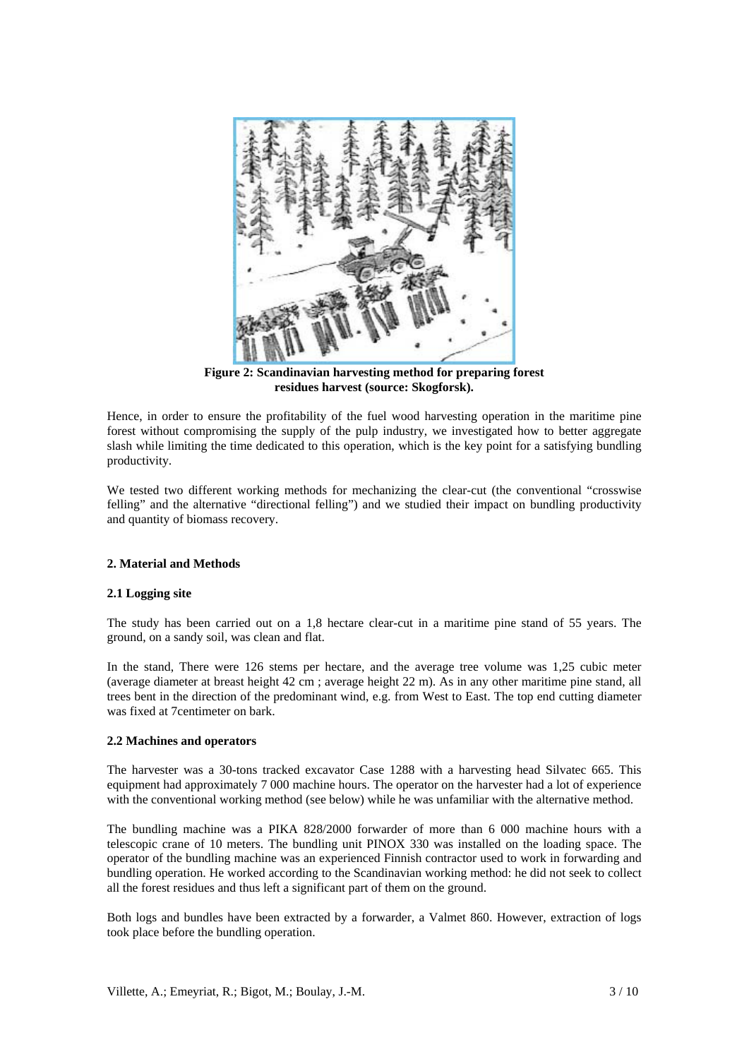**Figure 2: Scandinavian harvesting method for preparing forest residues harvest (source: Skogforsk).**

Hence, in order to ensure the profitability of the fuel wood harvesting operation in the maritime pine forest without compromising the supply of the pulp industry, we investigated how to better aggregate slash while limiting the time dedicated to this operation, which is the key point for a satisfying bundling productivity.

We tested two different working methods for mechanizing the clear-cut (the conventional "crosswise felling" and the alternative "directional felling") and we studied their impact on bundling productivity and quantity of biomass recovery.

## 2. Material and Methods

### 2.1 Logging site

The study has been carried out on a 1,8 hectare clear-cut in a maritime pine stand of 55 years. The ground, on a sandy soil, was clean and flat.

In the stand, There were 126 stems per hectare, and the average tree volume was 1,25 cubic meter (average diameter at breast height 42 cm ; average height 22 m). As in any other maritime pine stand, all trees bent in the direction of the predominant wind, e.g. from West to East. The top end cutting diameter was fixed at 7centimeter on bark.

### 2.2 Machines and operators

The harvester was a 30-tons tracked excavator Case 1288 with a harvesting head Silvatec 665. This equipment had approximately 7 000 machine hours. The operator on the harvester had a lot of experience with the conventional working method (see below) while he was unfamiliar with the alternative method.

The bundling machine was a PIKA 828/2000 forwarder of more than 6 000 machine hours with a telescopic crane of 10 meters. The bundling unit PINOX 330 was installed on the loading space. The operator of the bundling machine was an experienced Finnish contractor used to work in forwarding and bundling operation. He worked according to the Scandinavian working method: he did not seek to collect all the forest residues and thus left a significant part of them on the ground.

Both logs and bundles have been extracted by a forwarder, a Valmet 860. However, extraction of logs took place before the bundling operation.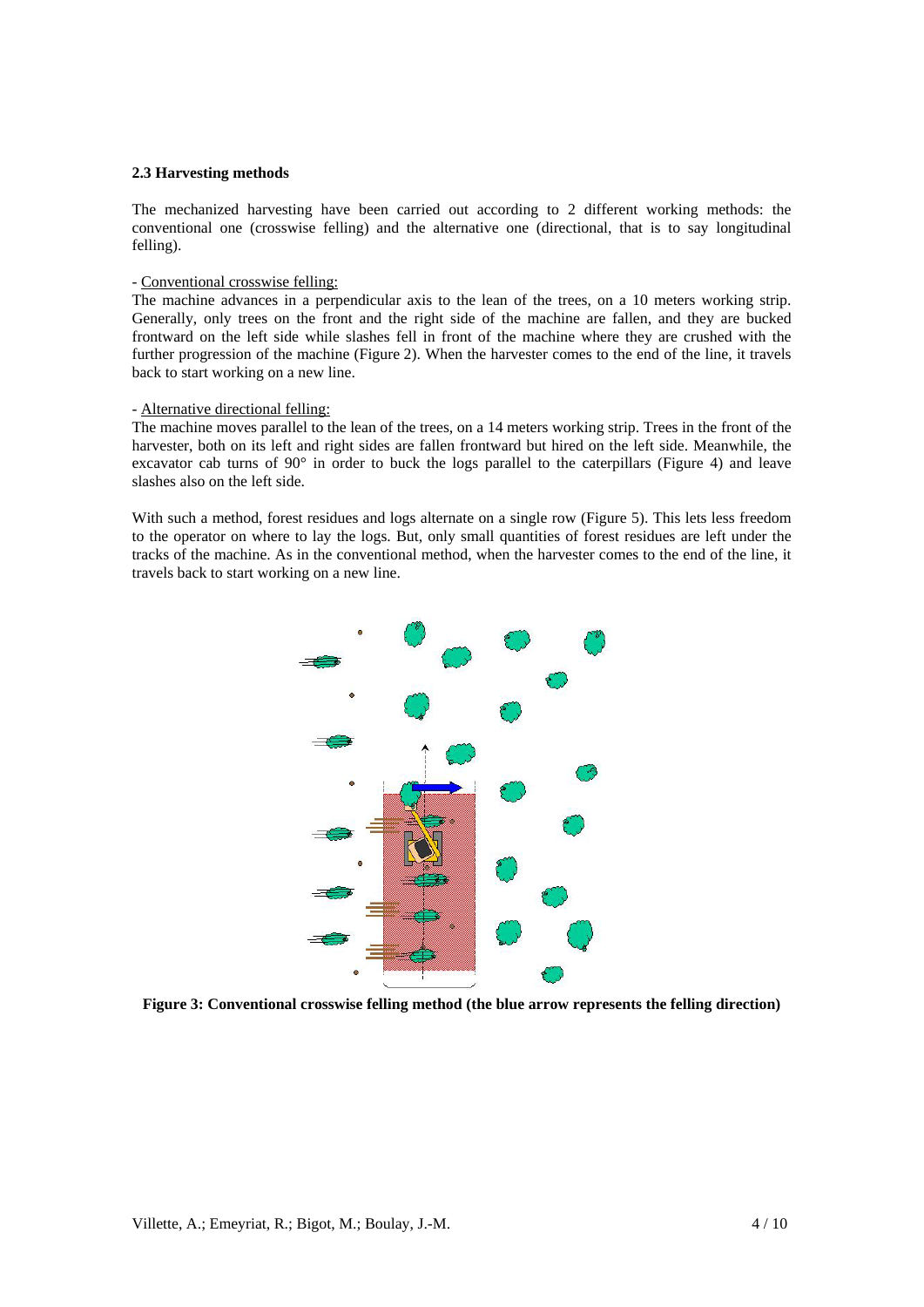### 2.3 Harvesting methods

The mechanized harvesting have been carried out according to 2 different working methods: the conventional one (crosswise felling) and the alternative one (directional, that is to say longitudinal felling).

- Conventional crosswise felling:

The machine advances in a perpendicular axis to the lean of the trees, on a 10 meters working strip. Generally, only trees on the front and the right side of the machine are fallen, and they are bucked frontward on the left side while slashes fell in front of the machine where they are crushed with the further progression of the machine (Figure 2). When the harvester comes to the end of the line, it travels back to start working on a new line.

- Alternative directional felling:

The machine moves parallel to the lean of the trees, on a 14 meters working strip. Trees in the front of the harvester, both on its left and right sides are fallen frontward but hired on the left side. Meanwhile, the excavator cab turns of 90° in order to buck the logs parallel to the caterpillars (Figure 4) and leave slashes also on the left side.

With such a method, forest residues and logs alternate on a single row (Figure 5). This lets less freedom to the operator on where to lay the logs. But, only small quantities of forest residues are left under the tracks of the machine. As in the conventional method, when the harvester comes to the end of the line, it travels back to start working on a new line.

**Figure 3: Conventional crosswise felling method (the blue arrow represents the felling direction)**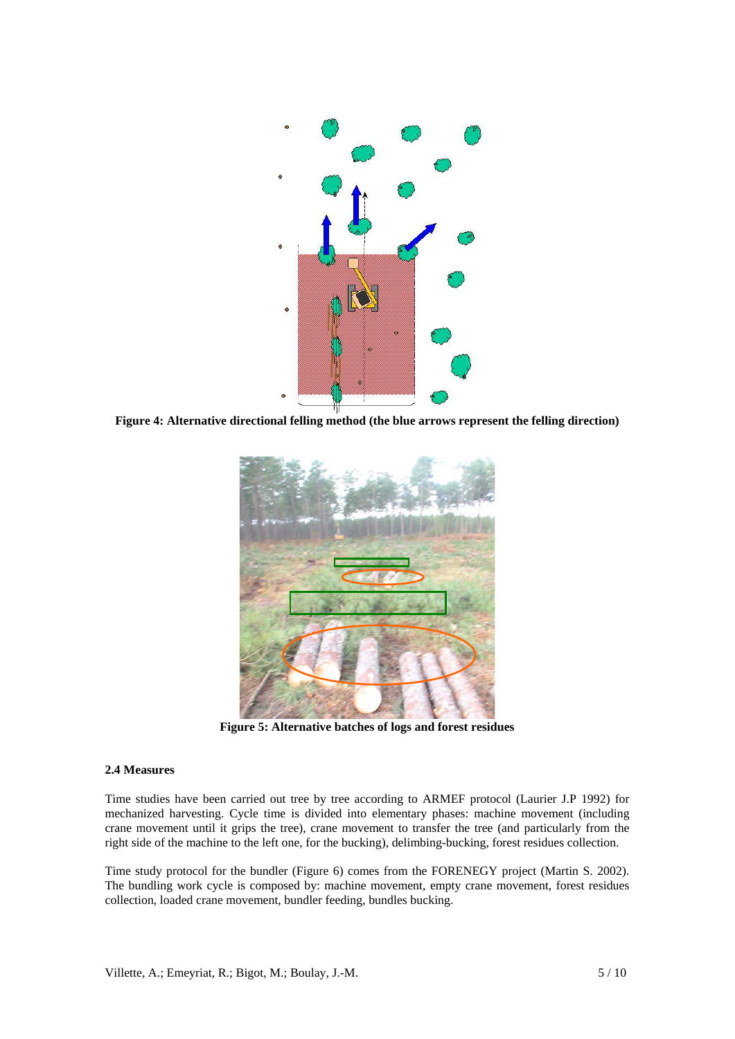**Figure 4: Alternative directional felling method (the blue arrows represent the felling direction)**

**Figure 5: Alternative batches of logs and forest residues**

#### 2.4 Measures

Time studies have been carried out tree by tree according to ARMEF protocol (Laurier J.P 1992) for mechanized harvesting. Cycle time is divided into elementary phases: machine movement (including crane movement until it grips the tree), crane movement to transfer the tree (and particularly from the right side of the machine to the left one, for the bucking), delimbing-bucking, forest residues collection.

Time study protocol for the bundler (Figure 6) comes from the FORENEGY project (Martin S. 2002). The bundling work cycle is composed by: machine movement, empty crane movement, forest residues collection, loaded crane movement, bundler feeding, bundles bucking.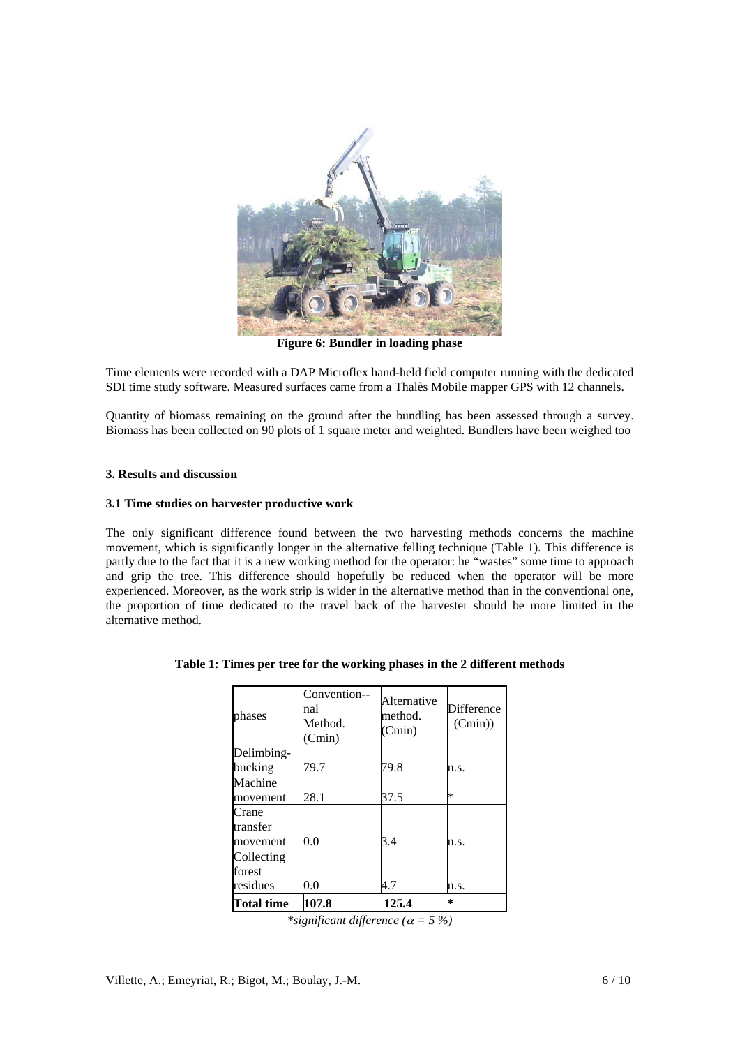**Figure 6: Bundler in loading phase**

Time elements were recorded with a DAP Microflex hand-held field computer running with the dedicated SDI time study software. Measured surfaces came from a Thalès Mobile mapper GPS with 12 channels.

Quantity of biomass remaining on the ground after the bundling has been assessed through a survey. Biomass has been collected on 90 plots of 1 square meter and weighted. Bundlers have been weighed too

### 3. Results and discussion

#### 3.1 Time studies on harvester productive work

The only significant difference found between the two harvesting methods concerns the machine movement, which is significantly longer in the alternative felling technique (Table 1). This difference is partly due to the fact that it is a new working method for the operator: he "wastes" some time to approach and grip the tree. This difference should hopefully be reduced when the operator will be more experienced. Moreover, as the work strip is wider in the alternative method than in the conventional one, the proportion of time dedicated to the travel back of the harvester should be more limited in the alternative method.

**Table 1: Times per tree for the working phases in the 2 different methods**

| phases | Convention--nal Method. (Cmin) | Alternative method. (Cmin) | Difference (Cmin)) |
|---|---|---|---|
| Delimbing-bucking | 79.7 | 79.8 | n.s. |
| Machine movement | 28.1 | 37.5 | * |
| Crane transfer movement | 0.0 | 3.4 | n.s. |
| Collecting forest residues | 0.0 | 4.7 | n.s. |
| **Total time** | **107.8** | **125.4** | * |

*\*significant difference ($\alpha = 5\ \%$)*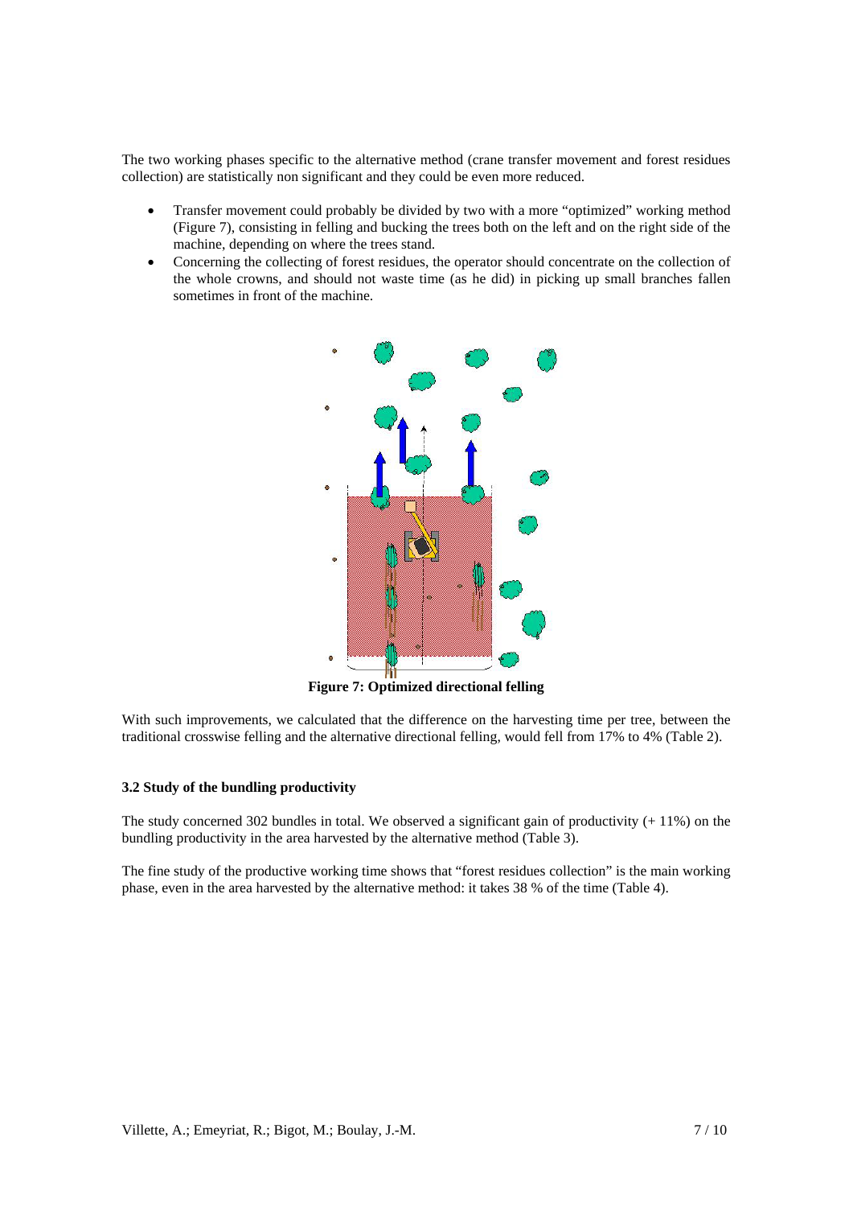The two working phases specific to the alternative method (crane transfer movement and forest residues collection) are statistically non significant and they could be even more reduced.

- Transfer movement could probably be divided by two with a more "optimized" working method (Figure 7), consisting in felling and bucking the trees both on the left and on the right side of the machine, depending on where the trees stand.
- Concerning the collecting of forest residues, the operator should concentrate on the collection of the whole crowns, and should not waste time (as he did) in picking up small branches fallen sometimes in front of the machine.

**Figure 7: Optimized directional felling**

With such improvements, we calculated that the difference on the harvesting time per tree, between the traditional crosswise felling and the alternative directional felling, would fell from 17% to 4% (Table 2).

### 3.2 Study of the bundling productivity

The study concerned 302 bundles in total. We observed a significant gain of productivity (+ 11%) on the bundling productivity in the area harvested by the alternative method (Table 3).

The fine study of the productive working time shows that "forest residues collection" is the main working phase, even in the area harvested by the alternative method: it takes 38 % of the time (Table 4).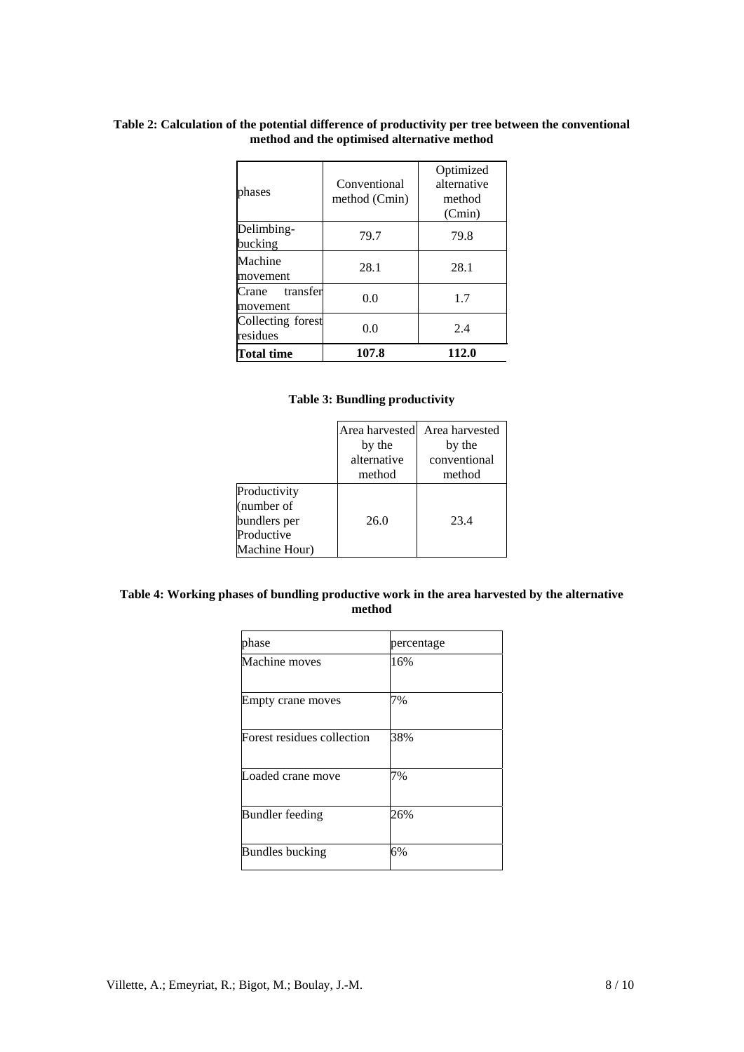**Table 2: Calculation of the potential difference of productivity per tree between the conventional method and the optimised alternative method**

| phases | Conventional method (Cmin) | Optimized alternative method (Cmin) |
|---|---|---|
| Delimbing-bucking | 79.7 | 79.8 |
| Machine movement | 28.1 | 28.1 |
| Crane transfer movement | 0.0 | 1.7 |
| Collecting forest residues | 0.0 | 2.4 |
| **Total time** | **107.8** | **112.0** |

**Table 3: Bundling productivity**

| | Area harvested by the alternative method | Area harvested by the conventional method |
|---|---|---|
| Productivity (number of bundlers per Productive Machine Hour) | 26.0 | 23.4 |

**Table 4: Working phases of bundling productive work in the area harvested by the alternative method**

| phase | percentage |
|---|---|
| Machine moves | 16% |
| Empty crane moves | 7% |
| Forest residues collection | 38% |
| Loaded crane move | 7% |
| Bundler feeding | 26% |
| Bundles bucking | 6% |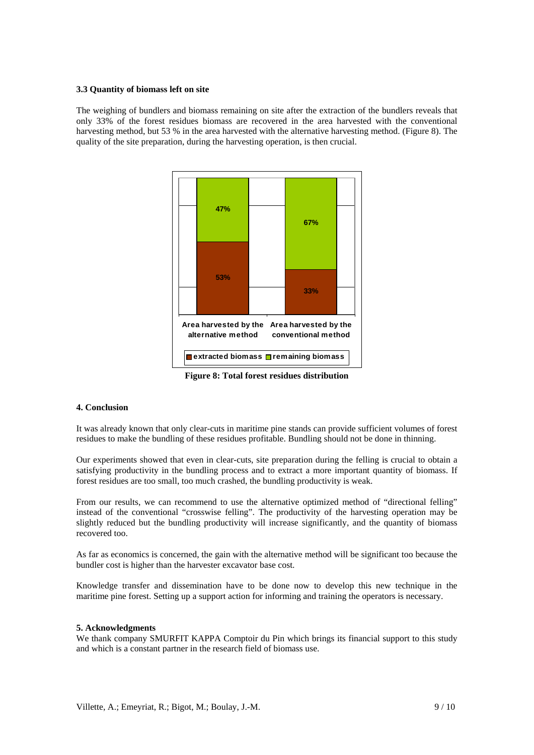### 3.3 Quantity of biomass left on site

The weighing of bundlers and biomass remaining on site after the extraction of the bundlers reveals that only 33% of the forest residues biomass are recovered in the area harvested with the conventional harvesting method, but 53 % in the area harvested with the alternative harvesting method. (Figure 8). The quality of the site preparation, during the harvesting operation, is then crucial.

| | Area harvested by the alternative method | Area harvested by the conventional method |
|---|---|---|
| extracted biomass | 53% | 33% |
| remaining biomass | 47% | 67% |

**Figure 8: Total forest residues distribution**

## 4. Conclusion

It was already known that only clear-cuts in maritime pine stands can provide sufficient volumes of forest residues to make the bundling of these residues profitable. Bundling should not be done in thinning.

Our experiments showed that even in clear-cuts, site preparation during the felling is crucial to obtain a satisfying productivity in the bundling process and to extract a more important quantity of biomass. If forest residues are too small, too much crashed, the bundling productivity is weak.

From our results, we can recommend to use the alternative optimized method of "directional felling" instead of the conventional "crosswise felling". The productivity of the harvesting operation may be slightly reduced but the bundling productivity will increase significantly, and the quantity of biomass recovered too.

As far as economics is concerned, the gain with the alternative method will be significant too because the bundler cost is higher than the harvester excavator base cost.

Knowledge transfer and dissemination have to be done now to develop this new technique in the maritime pine forest. Setting up a support action for informing and training the operators is necessary.

## 5. Acknowledgments

We thank company SMURFIT KAPPA Comptoir du Pin which brings its financial support to this study and which is a constant partner in the research field of biomass use.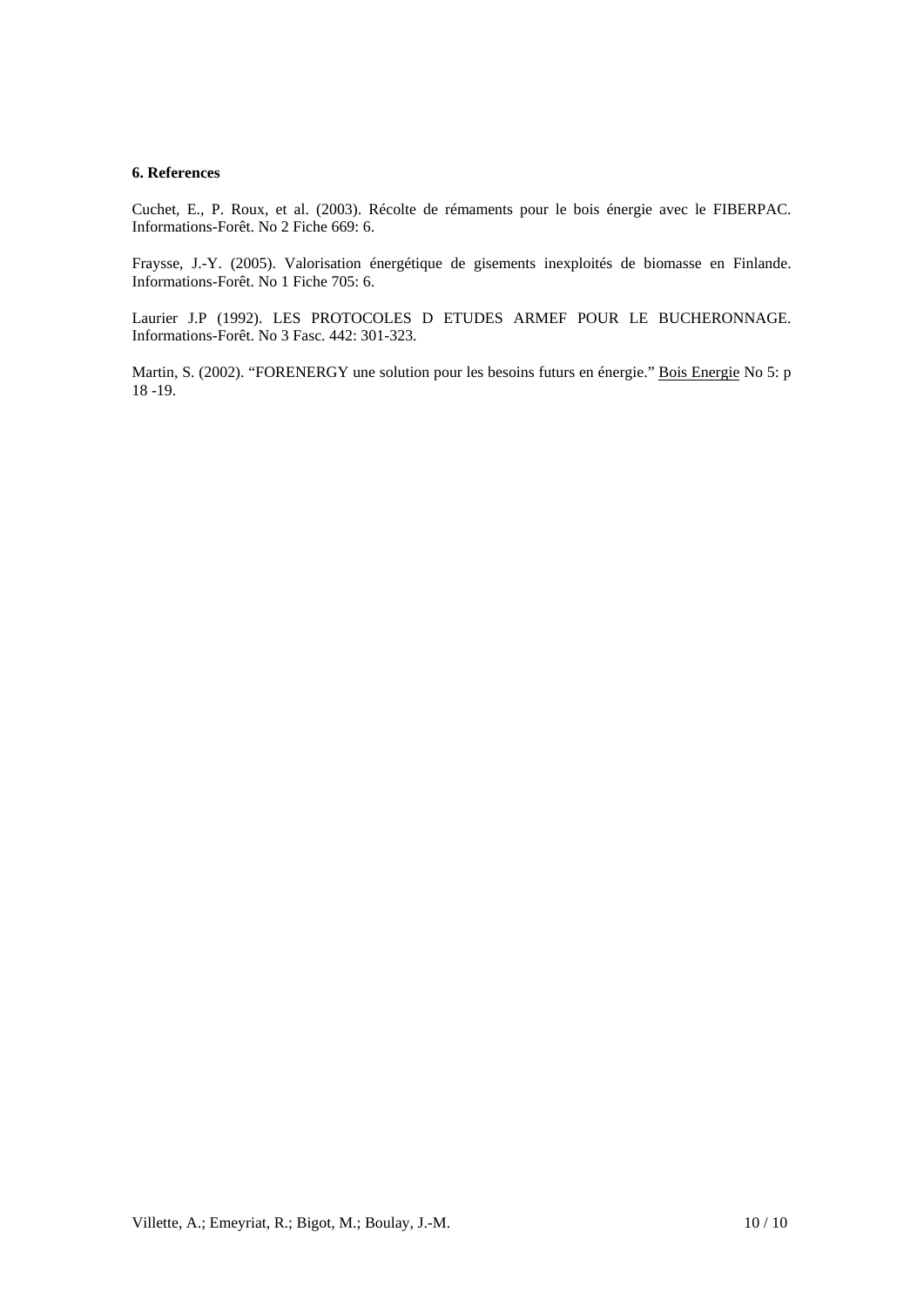**6. References**

Cuchet, E., P. Roux, et al. (2003). Récolte de rémaments pour le bois énergie avec le FIBERPAC. Informations-Forêt. No 2 Fiche 669: 6.

Fraysse, J.-Y. (2005). Valorisation énergétique de gisements inexploités de biomasse en Finlande. Informations-Forêt. No 1 Fiche 705: 6.

Laurier J.P (1992). LES PROTOCOLES D ETUDES ARMEF POUR LE BUCHERONNAGE. Informations-Forêt. No 3 Fasc. 442: 301-323.

Martin, S. (2002). "FORENERGY une solution pour les besoins futurs en énergie." Bois Energie No 5: p 18 -19.